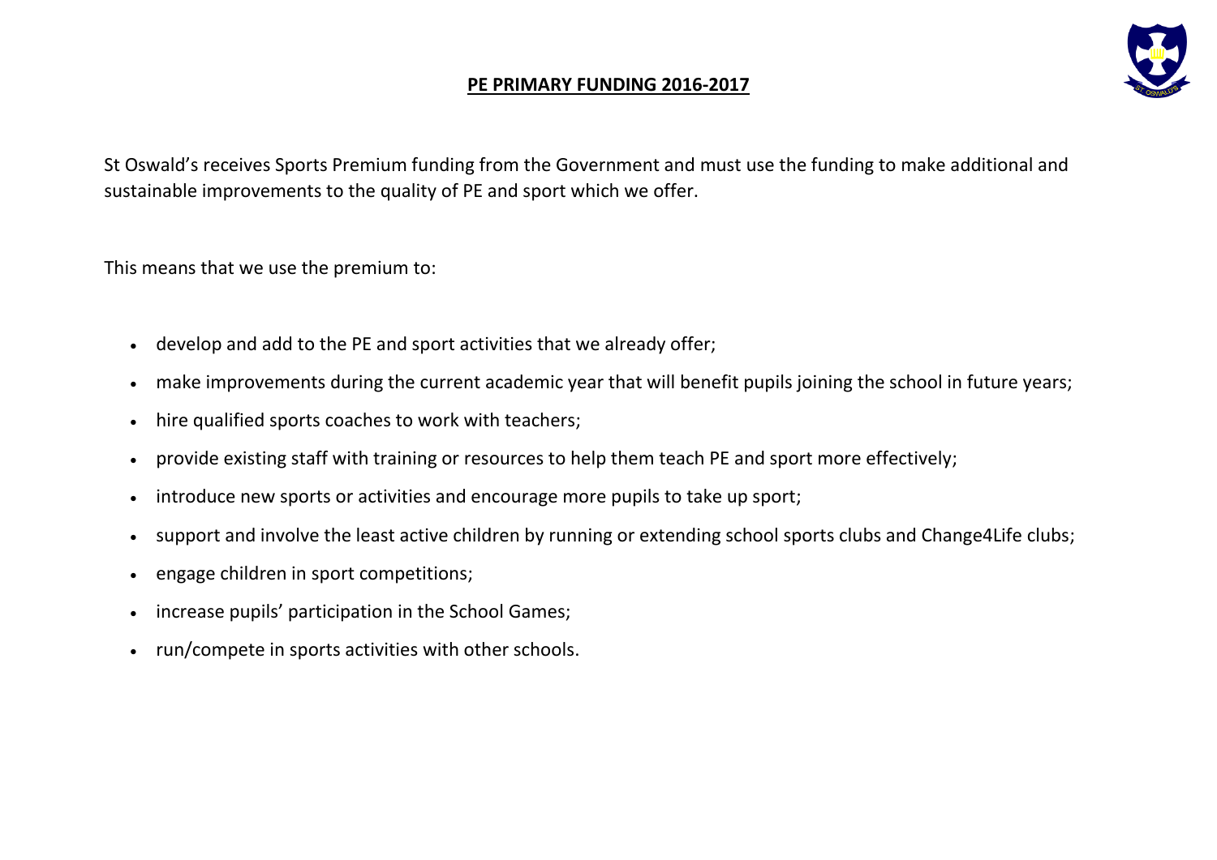# PE PRIMARY FUNDING 2016-2017

St Oswald's receives Sports Premium funding from the Government and must use the funding to make additional and sustainable improvements to the quality of PE and sport which we offer.

This means that we use the premium to:

- develop and add to the PE and sport activities that we already offer;
- make improvements during the current academic year that will benefit pupils joining the school in future years;
- hire qualified sports coaches to work with teachers;
- provide existing staff with training or resources to help them teach PE and sport more effectively;
- introduce new sports or activities and encourage more pupils to take up sport;
- support and involve the least active children by running or extending school sports clubs and Change4Life clubs;
- engage children in sport competitions;
- increase pupils' participation in the School Games;
- run/compete in sports activities with other schools.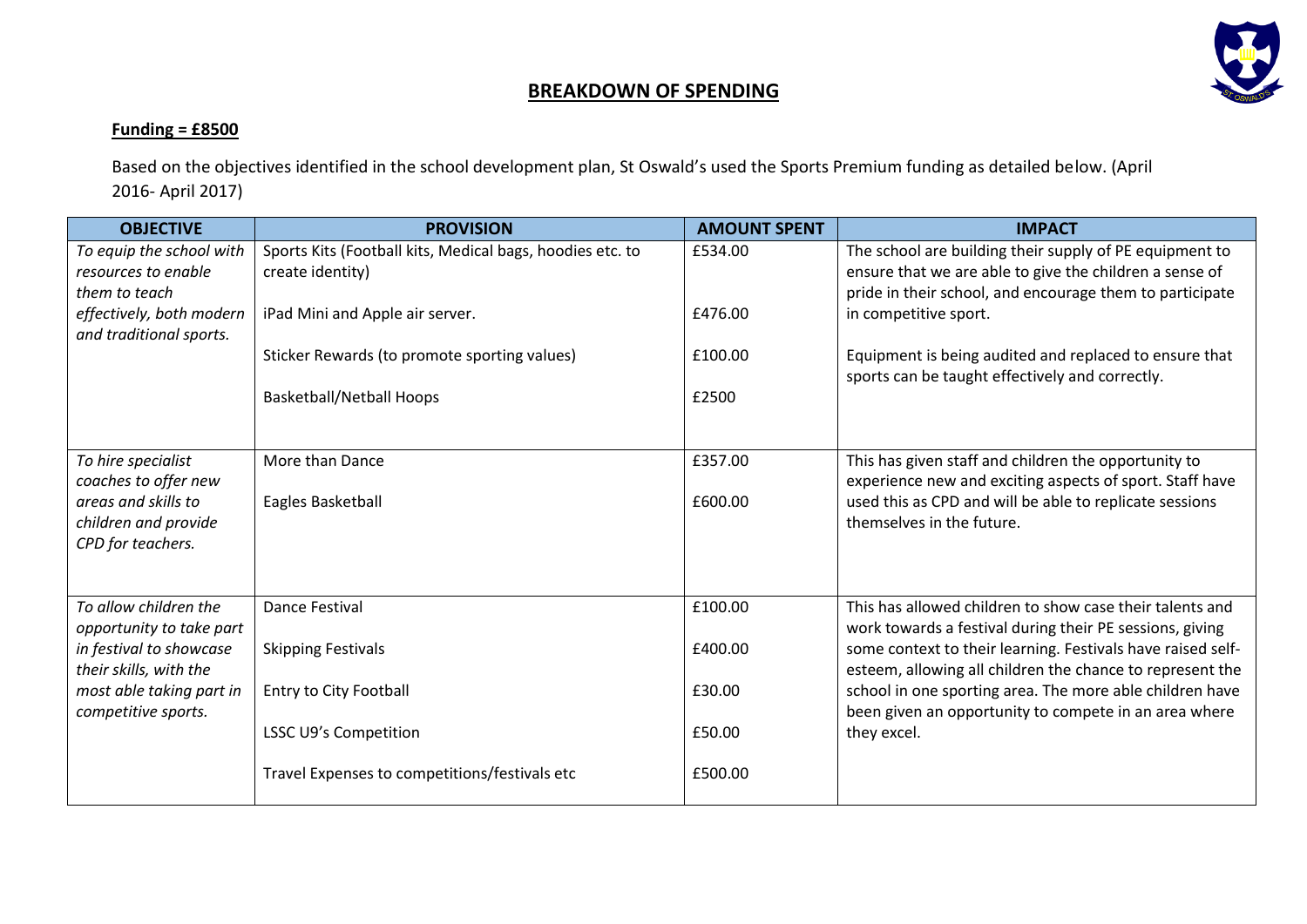# BREAKDOWN OF SPENDING

**Funding = £8500**

Based on the objectives identified in the school development plan, St Oswald's used the Sports Premium funding as detailed below. (April 2016- April 2017)

| OBJECTIVE | PROVISION | AMOUNT SPENT | IMPACT |
|---|---|---|---|
| *To equip the school with resources to enable them to teach effectively, both modern and traditional sports.* | Sports Kits (Football kits, Medical bags, hoodies etc. to create identity) | £534.00 | The school are building their supply of PE equipment to ensure that we are able to give the children a sense of pride in their school, and encourage them to participate in competitive sport. |
| | iPad Mini and Apple air server. | £476.00 | |
| | Sticker Rewards (to promote sporting values) | £100.00 | Equipment is being audited and replaced to ensure that sports can be taught effectively and correctly. |
| | Basketball/Netball Hoops | £2500 | |
| *To hire specialist coaches to offer new areas and skills to children and provide CPD for teachers.* | More than Dance | £357.00 | This has given staff and children the opportunity to experience new and exciting aspects of sport. Staff have used this as CPD and will be able to replicate sessions themselves in the future. |
| | Eagles Basketball | £600.00 | |
| *To allow children the opportunity to take part in festival to showcase their skills, with the most able taking part in competitive sports.* | Dance Festival | £100.00 | This has allowed children to show case their talents and work towards a festival during their PE sessions, giving some context to their learning. Festivals have raised self-esteem, allowing all children the chance to represent the school in one sporting area. The more able children have been given an opportunity to compete in an area where they excel. |
| | Skipping Festivals | £400.00 | |
| | Entry to City Football | £30.00 | |
| | LSSC U9's Competition | £50.00 | |
| | Travel Expenses to competitions/festivals etc | £500.00 | |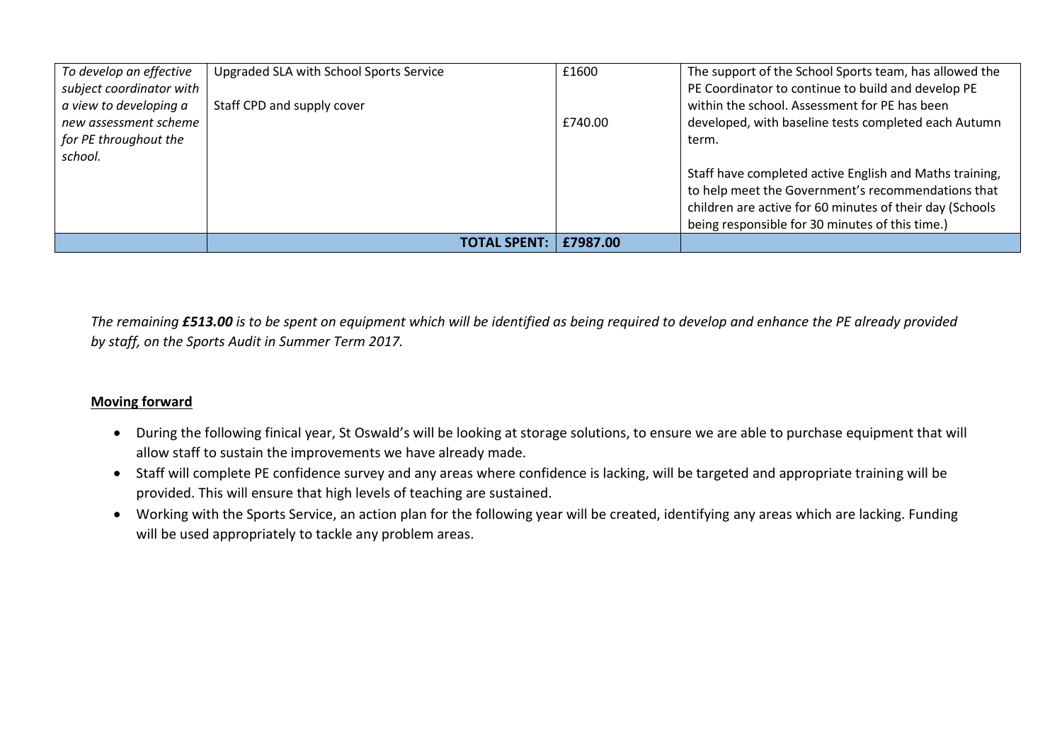| | | | |
|---|---|---|---|
| *To develop an effective subject coordinator with a view to developing a new assessment scheme for PE throughout the school.* | Upgraded SLA with School Sports Service<br><br>Staff CPD and supply cover | £1600<br><br>£740.00 | The support of the School Sports team, has allowed the PE Coordinator to continue to build and develop PE within the school. Assessment for PE has been developed, with baseline tests completed each Autumn term.<br><br>Staff have completed active English and Maths training, to help meet the Government's recommendations that children are active for 60 minutes of their day (Schools being responsible for 30 minutes of this time.) |
| | **TOTAL SPENT:** | **£7987.00** | |

*The remaining **£513.00** is to be spent on equipment which will be identified as being required to develop and enhance the PE already provided by staff, on the Sports Audit in Summer Term 2017.*

**Moving forward**

- During the following finical year, St Oswald's will be looking at storage solutions, to ensure we are able to purchase equipment that will allow staff to sustain the improvements we have already made.
- Staff will complete PE confidence survey and any areas where confidence is lacking, will be targeted and appropriate training will be provided. This will ensure that high levels of teaching are sustained.
- Working with the Sports Service, an action plan for the following year will be created, identifying any areas which are lacking. Funding will be used appropriately to tackle any problem areas.